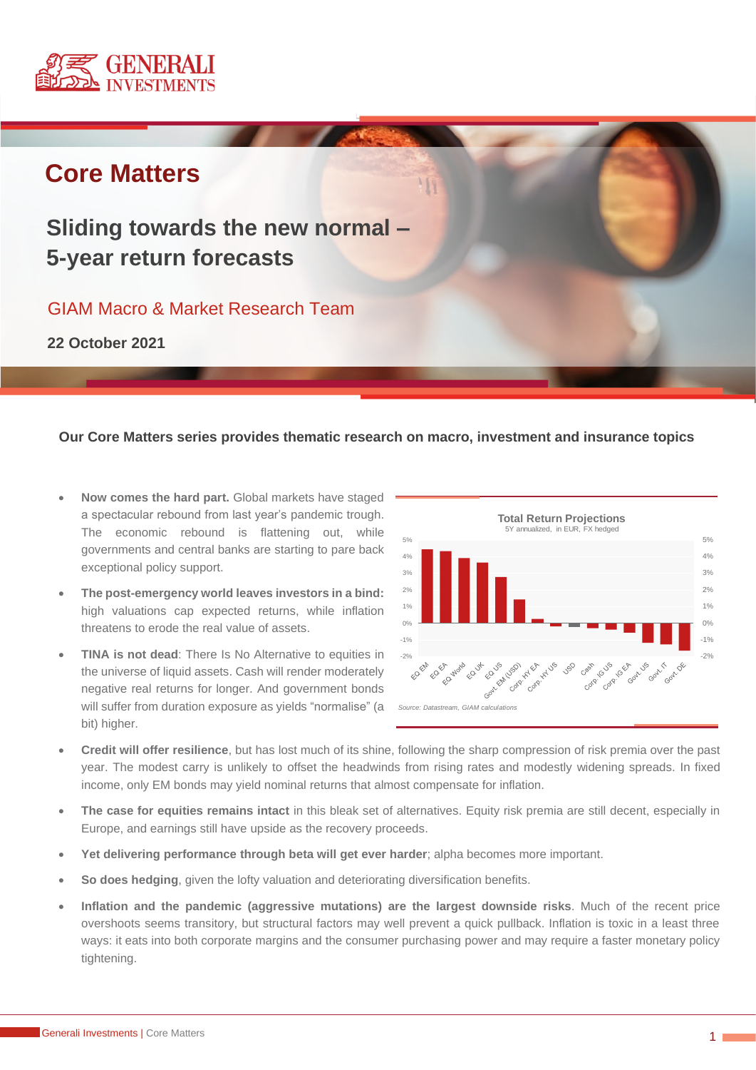# Core Matters

## Sliding towards the new normal – 5-year return forecasts

GIAM Macro & Market Research Team

**22 October 2021**

**Our Core Matters series provides thematic research on macro, investment and insurance topics**

- **Now comes the hard part.** Global markets have staged a spectacular rebound from last year's pandemic trough. The economic rebound is flattening out, while governments and central banks are starting to pare back exceptional policy support.
- **The post-emergency world leaves investors in a bind:** high valuations cap expected returns, while inflation threatens to erode the real value of assets.
- **TINA is not dead**: There Is No Alternative to equities in the universe of liquid assets. Cash will render moderately negative real returns for longer. And government bonds will suffer from duration exposure as yields "normalise" (a bit) higher.

**Total Return Projections**
5Y annualized, in EUR, FX hedged

Categories: EQ EM, EQ EA, EQ World, EQ UK, EQ US, Govt. EM (USD), Corp. HY EA, Corp. HY US, USD, Cash, Corp. IG US, Corp. IG EA, Govt. US, Govt. IT, Govt. DE

*Source: Datastream, GIAM calculations*

- **Credit will offer resilience**, but has lost much of its shine, following the sharp compression of risk premia over the past year. The modest carry is unlikely to offset the headwinds from rising rates and modestly widening spreads. In fixed income, only EM bonds may yield nominal returns that almost compensate for inflation.
- **The case for equities remains intact** in this bleak set of alternatives. Equity risk premia are still decent, especially in Europe, and earnings still have upside as the recovery proceeds.
- **Yet delivering performance through beta will get ever harder**; alpha becomes more important.
- **So does hedging**, given the lofty valuation and deteriorating diversification benefits.
- **Inflation and the pandemic (aggressive mutations) are the largest downside risks**. Much of the recent price overshoots seems transitory, but structural factors may well prevent a quick pullback. Inflation is toxic in a least three ways: it eats into both corporate margins and the consumer purchasing power and may require a faster monetary policy tightening.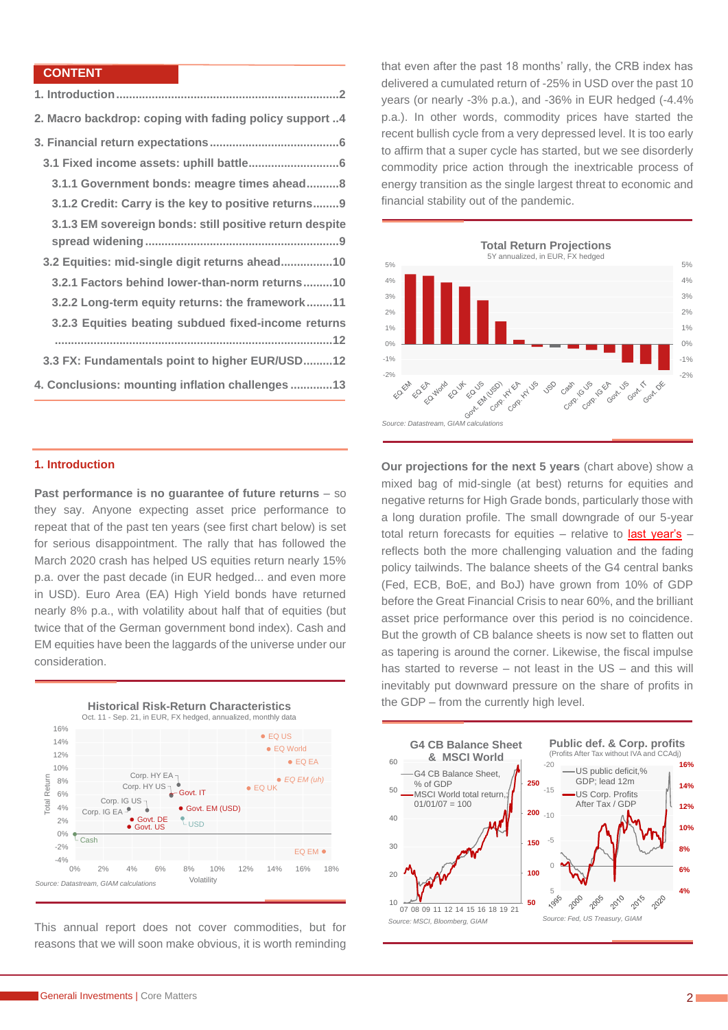## CONTENT

1. Introduction....................................................................2
2. Macro backdrop: coping with fading policy support ..4
3. Financial return expectations.......................................6
   - 3.1 Fixed income assets: uphill battle...........................6
     - 3.1.1 Government bonds: meagre times ahead..........8
     - 3.1.2 Credit: Carry is the key to positive returns........9
     - 3.1.3 EM sovereign bonds: still positive return despite spread widening..........................................................9
   - 3.2 Equities: mid-single digit returns ahead................10
     - 3.2.1 Factors behind lower-than-norm returns.........10
     - 3.2.2 Long-term equity returns: the framework........11
     - 3.2.3 Equities beating subdued fixed-income returns ....................................................................................12
   - 3.3 FX: Fundamentals point to higher EUR/USD.........12
4. Conclusions: mounting inflation challenges ............13

## 1. Introduction

**Past performance is no guarantee of future returns** – so they say. Anyone expecting asset price performance to repeat that of the past ten years (see first chart below) is set for serious disappointment. The rally that has followed the March 2020 crash has helped US equities return nearly 15% p.a. over the past decade (in EUR hedged... and even more in USD). Euro Area (EA) High Yield bonds have returned nearly 8% p.a., with volatility about half that of equities (but twice that of the German government bond index). Cash and EM equities have been the laggards of the universe under our consideration.

**Historical Risk-Return Characteristics**
Oct. 11 - Sep. 21, in EUR, FX hedged, annualized, monthly data

Source: Datastream, GIAM calculations

This annual report does not cover commodities, but for reasons that we will soon make obvious, it is worth reminding that even after the past 18 months' rally, the CRB index has delivered a cumulated return of -25% in USD over the past 10 years (or nearly -3% p.a.), and -36% in EUR hedged (-4.4% p.a.). In other words, commodity prices have started the recent bullish cycle from a very depressed level. It is too early to affirm that a super cycle has started, but we see disorderly commodity price action through the inextricable process of energy transition as the single largest threat to economic and financial stability out of the pandemic.

**Total Return Projections**
5Y annualized, in EUR, FX hedged

Source: Datastream, GIAM calculations

**Our projections for the next 5 years** (chart above) show a mixed bag of mid-single (at best) returns for equities and negative returns for High Grade bonds, particularly those with a long duration profile. The small downgrade of our 5-year total return forecasts for equities – relative to last year's – reflects both the more challenging valuation and the fading policy tailwinds. The balance sheets of the G4 central banks (Fed, ECB, BoE, and BoJ) have grown from 10% of GDP before the Great Financial Crisis to near 60%, and the brilliant asset price performance over this period is no coincidence. But the growth of CB balance sheets is now set to flatten out as tapering is around the corner. Likewise, the fiscal impulse has started to reverse – not least in the US – and this will inevitably put downward pressure on the share of profits in the GDP – from the currently high level.

**G4 CB Balance Sheet & MSCI World**

Source: MSCI, Bloomberg, GIAM

**Public def. & Corp. profits**
(Profits After Tax without IVA and CCAdj)

Source: Fed, US Treasury, GIAM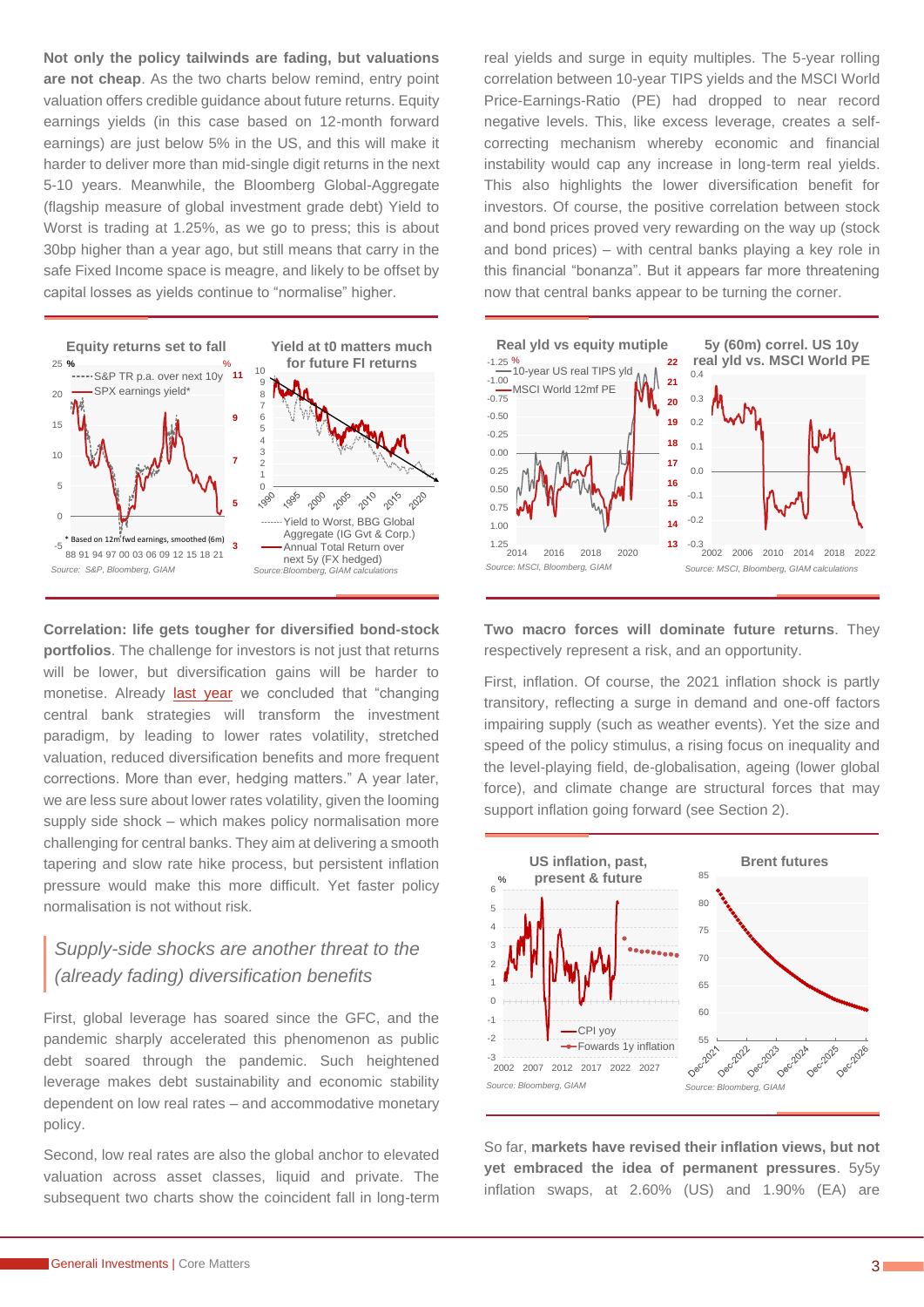**Not only the policy tailwinds are fading, but valuations are not cheap**. As the two charts below remind, entry point valuation offers credible guidance about future returns. Equity earnings yields (in this case based on 12-month forward earnings) are just below 5% in the US, and this will make it harder to deliver more than mid-single digit returns in the next 5-10 years. Meanwhile, the Bloomberg Global-Aggregate (flagship measure of global investment grade debt) Yield to Worst is trading at 1.25%, as we go to press; this is about 30bp higher than a year ago, but still means that carry in the safe Fixed Income space is meagre, and likely to be offset by capital losses as yields continue to "normalise" higher.

**Equity returns set to fall**

Source: S&P, Bloomberg, GIAM

**Yield at t0 matters much for future FI returns**

Source: Bloomberg, GIAM calculations

**Correlation: life gets tougher for diversified bond-stock portfolios**. The challenge for investors is not just that returns will be lower, but diversification gains will be harder to monetise. Already last year we concluded that "changing central bank strategies will transform the investment paradigm, by leading to lower rates volatility, stretched valuation, reduced diversification benefits and more frequent corrections. More than ever, hedging matters." A year later, we are less sure about lower rates volatility, given the looming supply side shock – which makes policy normalisation more challenging for central banks. They aim at delivering a smooth tapering and slow rate hike process, but persistent inflation pressure would make this more difficult. Yet faster policy normalisation is not without risk.

> *Supply-side shocks are another threat to the (already fading) diversification benefits*

First, global leverage has soared since the GFC, and the pandemic sharply accelerated this phenomenon as public debt soared through the pandemic. Such heightened leverage makes debt sustainability and economic stability dependent on low real rates – and accommodative monetary policy.

Second, low real rates are also the global anchor to elevated valuation across asset classes, liquid and private. The subsequent two charts show the coincident fall in long-term real yields and surge in equity multiples. The 5-year rolling correlation between 10-year TIPS yields and the MSCI World Price-Earnings-Ratio (PE) had dropped to near record negative levels. This, like excess leverage, creates a self-correcting mechanism whereby economic and financial instability would cap any increase in long-term real yields. This also highlights the lower diversification benefit for investors. Of course, the positive correlation between stock and bond prices proved very rewarding on the way up (stock and bond prices) – with central banks playing a key role in this financial "bonanza". But it appears far more threatening now that central banks appear to be turning the corner.

**Real yld vs equity mutiple**

Source: MSCI, Bloomberg, GIAM

**5y (60m) correl. US 10y real yld vs. MSCI World PE**

Source: MSCI, Bloomberg, GIAM calculations

**Two macro forces will dominate future returns**. They respectively represent a risk, and an opportunity.

First, inflation. Of course, the 2021 inflation shock is partly transitory, reflecting a surge in demand and one-off factors impairing supply (such as weather events). Yet the size and speed of the policy stimulus, a rising focus on inequality and the level-playing field, de-globalisation, ageing (lower global force), and climate change are structural forces that may support inflation going forward (see Section 2).

**US inflation, past, present & future**

Source: Bloomberg, GIAM

**Brent futures**

Source: Bloomberg, GIAM

So far, **markets have revised their inflation views, but not yet embraced the idea of permanent pressures**. 5y5y inflation swaps, at 2.60% (US) and 1.90% (EA) are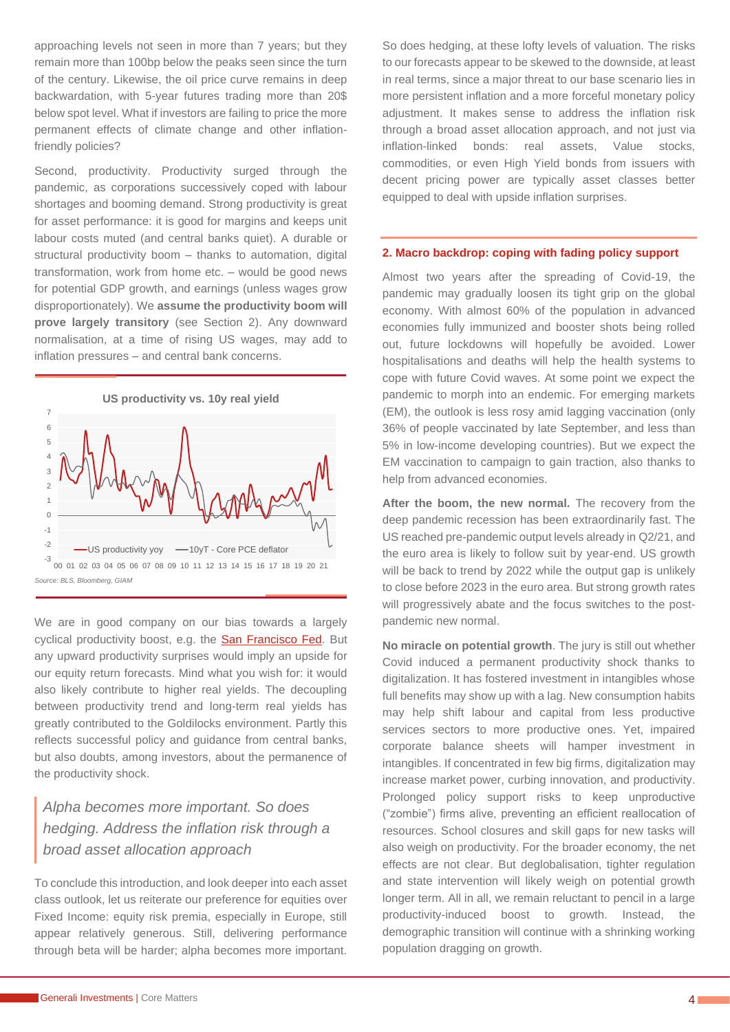approaching levels not seen in more than 7 years; but they remain more than 100bp below the peaks seen since the turn of the century. Likewise, the oil price curve remains in deep backwardation, with 5-year futures trading more than 20$ below spot level. What if investors are failing to price the more permanent effects of climate change and other inflation-friendly policies?

Second, productivity. Productivity surged through the pandemic, as corporations successively coped with labour shortages and booming demand. Strong productivity is great for asset performance: it is good for margins and keeps unit labour costs muted (and central banks quiet). A durable or structural productivity boom – thanks to automation, digital transformation, work from home etc. – would be good news for potential GDP growth, and earnings (unless wages grow disproportionately). We **assume the productivity boom will prove largely transitory** (see Section 2). Any downward normalisation, at a time of rising US wages, may add to inflation pressures – and central bank concerns.

**US productivity vs. 10y real yield**

Legend: US productivity yoy; 10yT - Core PCE deflator

Source: BLS, Bloomberg, GIAM

We are in good company on our bias towards a largely cyclical productivity boost, e.g. the San Francisco Fed. But any upward productivity surprises would imply an upside for our equity return forecasts. Mind what you wish for: it would also likely contribute to higher real yields. The decoupling between productivity trend and long-term real yields has greatly contributed to the Goldilocks environment. Partly this reflects successful policy and guidance from central banks, but also doubts, among investors, about the permanence of the productivity shock.

> *Alpha becomes more important. So does hedging. Address the inflation risk through a broad asset allocation approach*

To conclude this introduction, and look deeper into each asset class outlook, let us reiterate our preference for equities over Fixed Income: equity risk premia, especially in Europe, still appear relatively generous. Still, delivering performance through beta will be harder; alpha becomes more important. So does hedging, at these lofty levels of valuation. The risks to our forecasts appear to be skewed to the downside, at least in real terms, since a major threat to our base scenario lies in more persistent inflation and a more forceful monetary policy adjustment. It makes sense to address the inflation risk through a broad asset allocation approach, and not just via inflation-linked bonds: real assets, Value stocks, commodities, or even High Yield bonds from issuers with decent pricing power are typically asset classes better equipped to deal with upside inflation surprises.

## 2. Macro backdrop: coping with fading policy support

Almost two years after the spreading of Covid-19, the pandemic may gradually loosen its tight grip on the global economy. With almost 60% of the population in advanced economies fully immunized and booster shots being rolled out, future lockdowns will hopefully be avoided. Lower hospitalisations and deaths will help the health systems to cope with future Covid waves. At some point we expect the pandemic to morph into an endemic. For emerging markets (EM), the outlook is less rosy amid lagging vaccination (only 36% of people vaccinated by late September, and less than 5% in low-income developing countries). But we expect the EM vaccination to campaign to gain traction, also thanks to help from advanced economies.

**After the boom, the new normal.** The recovery from the deep pandemic recession has been extraordinarily fast. The US reached pre-pandemic output levels already in Q2/21, and the euro area is likely to follow suit by year-end. US growth will be back to trend by 2022 while the output gap is unlikely to close before 2023 in the euro area. But strong growth rates will progressively abate and the focus switches to the post-pandemic new normal.

**No miracle on potential growth**. The jury is still out whether Covid induced a permanent productivity shock thanks to digitalization. It has fostered investment in intangibles whose full benefits may show up with a lag. New consumption habits may help shift labour and capital from less productive services sectors to more productive ones. Yet, impaired corporate balance sheets will hamper investment in intangibles. If concentrated in few big firms, digitalization may increase market power, curbing innovation, and productivity. Prolonged policy support risks to keep unproductive ("zombie") firms alive, preventing an efficient reallocation of resources. School closures and skill gaps for new tasks will also weigh on productivity. For the broader economy, the net effects are not clear. But deglobalisation, tighter regulation and state intervention will likely weigh on potential growth longer term. All in all, we remain reluctant to pencil in a large productivity-induced boost to growth. Instead, the demographic transition will continue with a shrinking working population dragging on growth.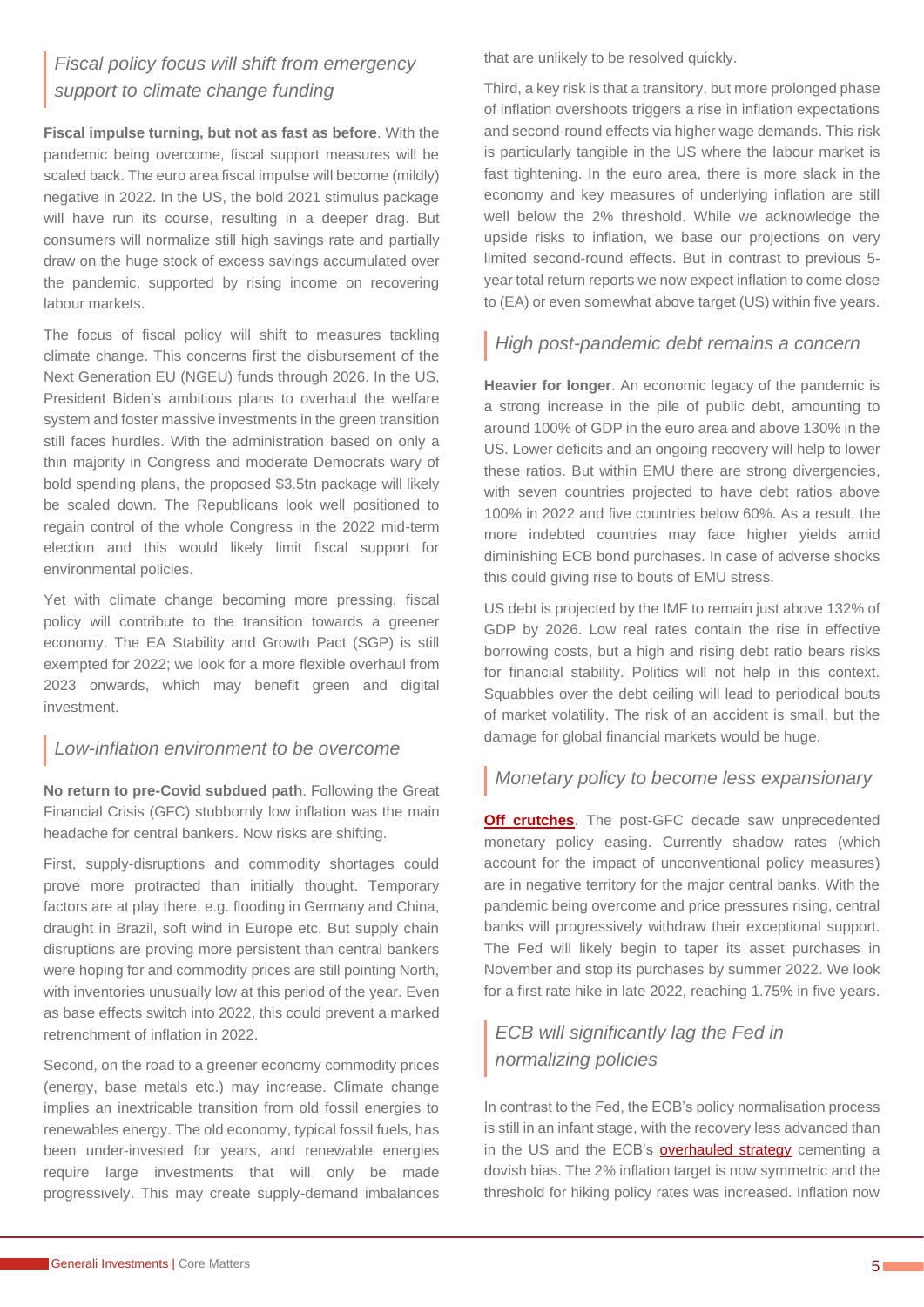## *Fiscal policy focus will shift from emergency support to climate change funding*

**Fiscal impulse turning, but not as fast as before**. With the pandemic being overcome, fiscal support measures will be scaled back. The euro area fiscal impulse will become (mildly) negative in 2022. In the US, the bold 2021 stimulus package will have run its course, resulting in a deeper drag. But consumers will normalize still high savings rate and partially draw on the huge stock of excess savings accumulated over the pandemic, supported by rising income on recovering labour markets.

The focus of fiscal policy will shift to measures tackling climate change. This concerns first the disbursement of the Next Generation EU (NGEU) funds through 2026. In the US, President Biden's ambitious plans to overhaul the welfare system and foster massive investments in the green transition still faces hurdles. With the administration based on only a thin majority in Congress and moderate Democrats wary of bold spending plans, the proposed $3.5tn package will likely be scaled down. The Republicans look well positioned to regain control of the whole Congress in the 2022 mid-term election and this would likely limit fiscal support for environmental policies.

Yet with climate change becoming more pressing, fiscal policy will contribute to the transition towards a greener economy. The EA Stability and Growth Pact (SGP) is still exempted for 2022; we look for a more flexible overhaul from 2023 onwards, which may benefit green and digital investment.

## *Low-inflation environment to be overcome*

**No return to pre-Covid subdued path**. Following the Great Financial Crisis (GFC) stubbornly low inflation was the main headache for central bankers. Now risks are shifting.

First, supply-disruptions and commodity shortages could prove more protracted than initially thought. Temporary factors are at play there, e.g. flooding in Germany and China, draught in Brazil, soft wind in Europe etc. But supply chain disruptions are proving more persistent than central bankers were hoping for and commodity prices are still pointing North, with inventories unusually low at this period of the year. Even as base effects switch into 2022, this could prevent a marked retrenchment of inflation in 2022.

Second, on the road to a greener economy commodity prices (energy, base metals etc.) may increase. Climate change implies an inextricable transition from old fossil energies to renewables energy. The old economy, typical fossil fuels, has been under-invested for years, and renewable energies require large investments that will only be made progressively. This may create supply-demand imbalances that are unlikely to be resolved quickly.

Third, a key risk is that a transitory, but more prolonged phase of inflation overshoots triggers a rise in inflation expectations and second-round effects via higher wage demands. This risk is particularly tangible in the US where the labour market is fast tightening. In the euro area, there is more slack in the economy and key measures of underlying inflation are still well below the 2% threshold. While we acknowledge the upside risks to inflation, we base our projections on very limited second-round effects. But in contrast to previous 5-year total return reports we now expect inflation to come close to (EA) or even somewhat above target (US) within five years.

## *High post-pandemic debt remains a concern*

**Heavier for longer**. An economic legacy of the pandemic is a strong increase in the pile of public debt, amounting to around 100% of GDP in the euro area and above 130% in the US. Lower deficits and an ongoing recovery will help to lower these ratios. But within EMU there are strong divergencies, with seven countries projected to have debt ratios above 100% in 2022 and five countries below 60%. As a result, the more indebted countries may face higher yields amid diminishing ECB bond purchases. In case of adverse shocks this could giving rise to bouts of EMU stress.

US debt is projected by the IMF to remain just above 132% of GDP by 2026. Low real rates contain the rise in effective borrowing costs, but a high and rising debt ratio bears risks for financial stability. Politics will not help in this context. Squabbles over the debt ceiling will lead to periodical bouts of market volatility. The risk of an accident is small, but the damage for global financial markets would be huge.

## *Monetary policy to become less expansionary*

**Off crutches**. The post-GFC decade saw unprecedented monetary policy easing. Currently shadow rates (which account for the impact of unconventional policy measures) are in negative territory for the major central banks. With the pandemic being overcome and price pressures rising, central banks will progressively withdraw their exceptional support. The Fed will likely begin to taper its asset purchases in November and stop its purchases by summer 2022. We look for a first rate hike in late 2022, reaching 1.75% in five years.

## *ECB will significantly lag the Fed in normalizing policies*

In contrast to the Fed, the ECB's policy normalisation process is still in an infant stage, with the recovery less advanced than in the US and the ECB's overhauled strategy cementing a dovish bias. The 2% inflation target is now symmetric and the threshold for hiking policy rates was increased. Inflation now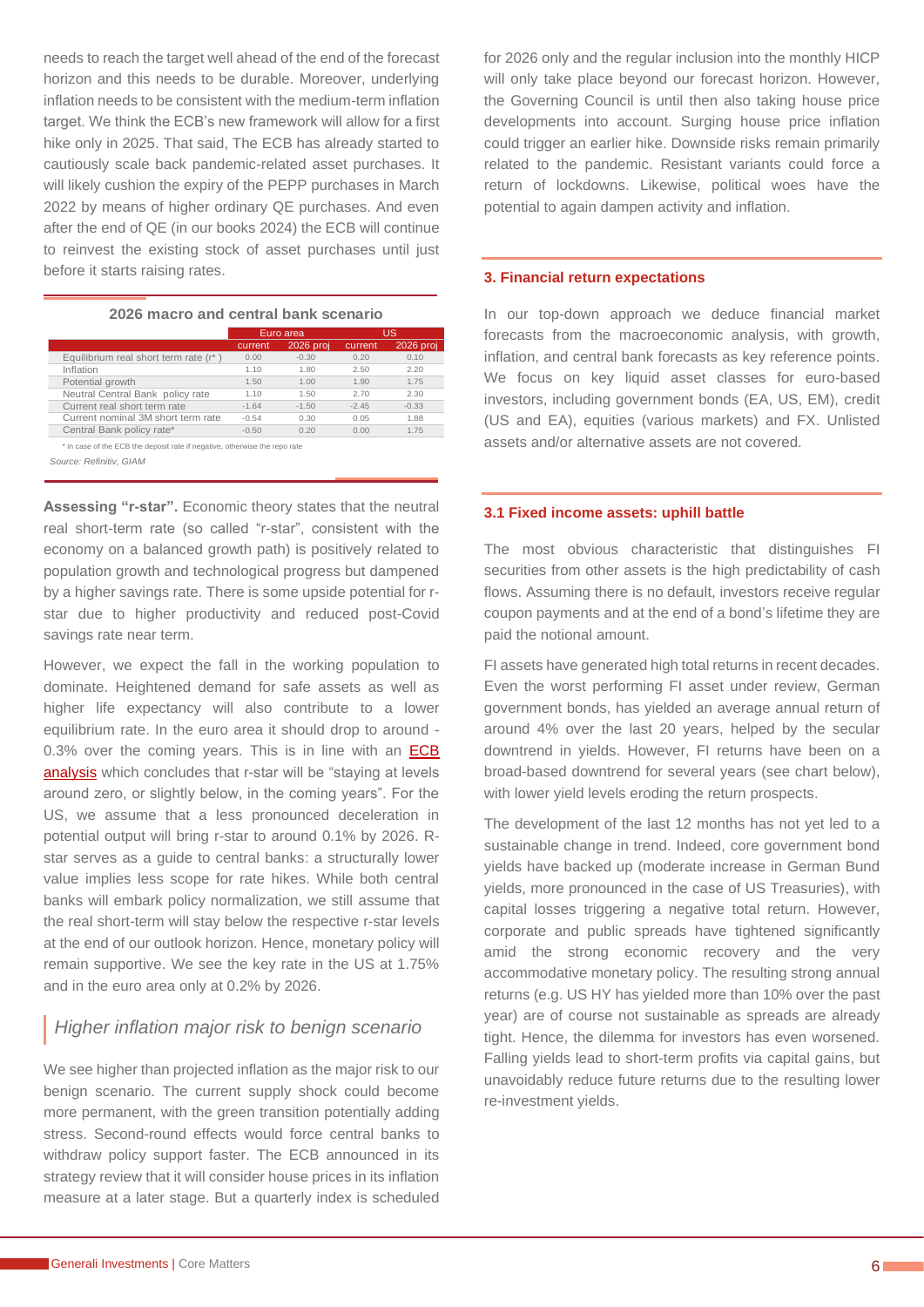needs to reach the target well ahead of the end of the forecast horizon and this needs to be durable. Moreover, underlying inflation needs to be consistent with the medium-term inflation target. We think the ECB's new framework will allow for a first hike only in 2025. That said, The ECB has already started to cautiously scale back pandemic-related asset purchases. It will likely cushion the expiry of the PEPP purchases in March 2022 by means of higher ordinary QE purchases. And even after the end of QE (in our books 2024) the ECB will continue to reinvest the existing stock of asset purchases until just before it starts raising rates.

**2026 macro and central bank scenario**

| | Euro area | | US | |
|---|---|---|---|---|
| | current | 2026 proj | current | 2026 proj |
| Equilibrium real short term rate (r* ) | 0.00 | -0.30 | 0.20 | 0.10 |
| Inflation | 1.10 | 1.80 | 2.50 | 2.20 |
| Potential growth | 1.50 | 1.00 | 1.90 | 1.75 |
| Neutral Central Bank policy rate | 1.10 | 1.50 | 2.70 | 2.30 |
| Current real short term rate | -1.64 | -1.50 | -2.45 | -0.33 |
| Current nominal 3M short term rate | -0.54 | 0.30 | 0.05 | 1.88 |
| Central Bank policy rate* | -0.50 | 0.20 | 0.00 | 1.75 |

\* in case of the ECB the deposit rate if negative, otherwise the repo rate

*Source: Refinitiv, GIAM*

**Assessing "r-star".** Economic theory states that the neutral real short-term rate (so called "r-star", consistent with the economy on a balanced growth path) is positively related to population growth and technological progress but dampened by a higher savings rate. There is some upside potential for r-star due to higher productivity and reduced post-Covid savings rate near term.

However, we expect the fall in the working population to dominate. Heightened demand for safe assets as well as higher life expectancy will also contribute to a lower equilibrium rate. In the euro area it should drop to around -0.3% over the coming years. This is in line with an ECB analysis which concludes that r-star will be "staying at levels around zero, or slightly below, in the coming years". For the US, we assume that a less pronounced deceleration in potential output will bring r-star to around 0.1% by 2026. R-star serves as a guide to central banks: a structurally lower value implies less scope for rate hikes. While both central banks will embark policy normalization, we still assume that the real short-term will stay below the respective r-star levels at the end of our outlook horizon. Hence, monetary policy will remain supportive. We see the key rate in the US at 1.75% and in the euro area only at 0.2% by 2026.

### *Higher inflation major risk to benign scenario*

We see higher than projected inflation as the major risk to our benign scenario. The current supply shock could become more permanent, with the green transition potentially adding stress. Second-round effects would force central banks to withdraw policy support faster. The ECB announced in its strategy review that it will consider house prices in its inflation measure at a later stage. But a quarterly index is scheduled for 2026 only and the regular inclusion into the monthly HICP will only take place beyond our forecast horizon. However, the Governing Council is until then also taking house price developments into account. Surging house price inflation could trigger an earlier hike. Downside risks remain primarily related to the pandemic. Resistant variants could force a return of lockdowns. Likewise, political woes have the potential to again dampen activity and inflation.

## 3. Financial return expectations

In our top-down approach we deduce financial market forecasts from the macroeconomic analysis, with growth, inflation, and central bank forecasts as key reference points. We focus on key liquid asset classes for euro-based investors, including government bonds (EA, US, EM), credit (US and EA), equities (various markets) and FX. Unlisted assets and/or alternative assets are not covered.

### 3.1 Fixed income assets: uphill battle

The most obvious characteristic that distinguishes FI securities from other assets is the high predictability of cash flows. Assuming there is no default, investors receive regular coupon payments and at the end of a bond's lifetime they are paid the notional amount.

FI assets have generated high total returns in recent decades. Even the worst performing FI asset under review, German government bonds, has yielded an average annual return of around 4% over the last 20 years, helped by the secular downtrend in yields. However, FI returns have been on a broad-based downtrend for several years (see chart below), with lower yield levels eroding the return prospects.

The development of the last 12 months has not yet led to a sustainable change in trend. Indeed, core government bond yields have backed up (moderate increase in German Bund yields, more pronounced in the case of US Treasuries), with capital losses triggering a negative total return. However, corporate and public spreads have tightened significantly amid the strong economic recovery and the very accommodative monetary policy. The resulting strong annual returns (e.g. US HY has yielded more than 10% over the past year) are of course not sustainable as spreads are already tight. Hence, the dilemma for investors has even worsened. Falling yields lead to short-term profits via capital gains, but unavoidably reduce future returns due to the resulting lower re-investment yields.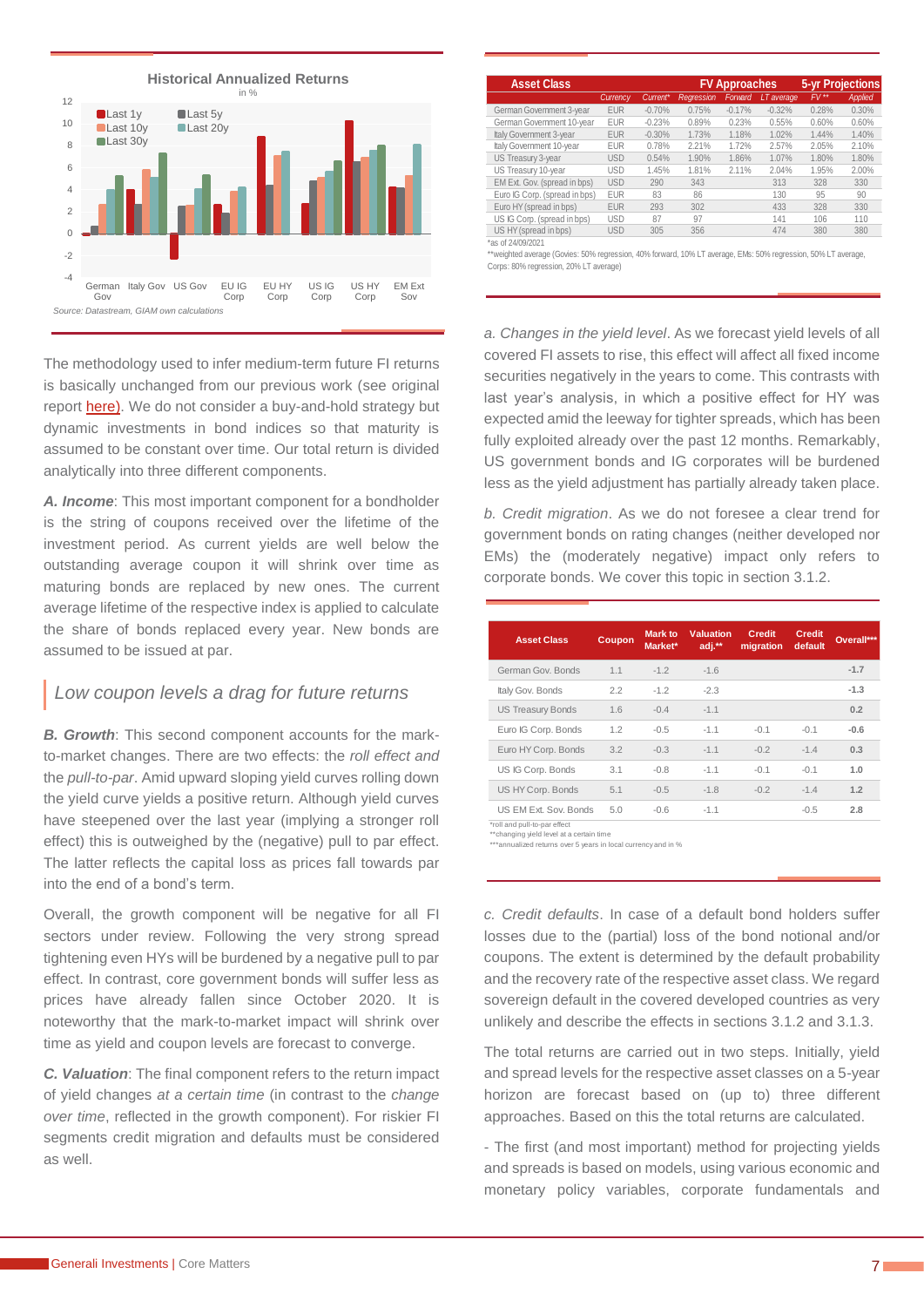**Historical Annualized Returns**
in %

Source: Datastream, GIAM own calculations

| Asset Class | | FV Approaches | | | | | 5-yr Projections | |
|---|---|---|---|---|---|---|---|---|
| | Currency | Current* | Regression | Forward | LT average | | FV ** | Applied |
| German Government 3-year | EUR | -0.70% | 0.75% | -0.17% | -0.32% | | 0.28% | 0.30% |
| German Government 10-year | EUR | -0.23% | 0.89% | 0.23% | 0.55% | | 0.60% | 0.60% |
| Italy Government 3-year | EUR | -0.30% | 1.73% | 1.18% | 1.02% | | 1.44% | 1.40% |
| Italy Government 10-year | EUR | 0.78% | 2.21% | 1.72% | 2.57% | | 2.05% | 2.10% |
| US Treasury 3-year | USD | 0.54% | 1.90% | 1.86% | 1.07% | | 1.80% | 1.80% |
| US Treasury 10-year | USD | 1.45% | 1.81% | 2.11% | 2.04% | | 1.95% | 2.00% |
| EM Ext. Gov. (spread in bps) | USD | 290 | 343 | | 313 | | 328 | 330 |
| Euro IG Corp. (spread in bps) | EUR | 83 | 86 | | 130 | | 95 | 90 |
| Euro HY (spread in bps) | EUR | 293 | 302 | | 433 | | 328 | 330 |
| US IG Corp. (spread in bps) | USD | 87 | 97 | | 141 | | 106 | 110 |
| US HY (spread in bps) | USD | 305 | 356 | | 474 | | 380 | 380 |

*as of 24/09/2021
**weighted average (Govies: 50% regression, 40% forward, 10% LT average, EMs: 50% regression, 50% LT average, Corps: 80% regression, 20% LT average)

The methodology used to infer medium-term future FI returns is basically unchanged from our previous work (see original report here). We do not consider a buy-and-hold strategy but dynamic investments in bond indices so that maturity is assumed to be constant over time. Our total return is divided analytically into three different components.

***A. Income***: This most important component for a bondholder is the string of coupons received over the lifetime of the investment period. As current yields are well below the outstanding average coupon it will shrink over time as maturing bonds are replaced by new ones. The current average lifetime of the respective index is applied to calculate the share of bonds replaced every year. New bonds are assumed to be issued at par.

## *Low coupon levels a drag for future returns*

***B. Growth***: This second component accounts for the mark-to-market changes. There are two effects: the *roll effect and* the *pull-to-par*. Amid upward sloping yield curves rolling down the yield curve yields a positive return. Although yield curves have steepened over the last year (implying a stronger roll effect) this is outweighed by the (negative) pull to par effect. The latter reflects the capital loss as prices fall towards par into the end of a bond's term.

Overall, the growth component will be negative for all FI sectors under review. Following the very strong spread tightening even HYs will be burdened by a negative pull to par effect. In contrast, core government bonds will suffer less as prices have already fallen since October 2020. It is noteworthy that the mark-to-market impact will shrink over time as yield and coupon levels are forecast to converge.

***C. Valuation***: The final component refers to the return impact of yield changes *at a certain time* (in contrast to the *change over time*, reflected in the growth component). For riskier FI segments credit migration and defaults must be considered as well.

*a. Changes in the yield level*. As we forecast yield levels of all covered FI assets to rise, this effect will affect all fixed income securities negatively in the years to come. This contrasts with last year's analysis, in which a positive effect for HY was expected amid the leeway for tighter spreads, which has been fully exploited already over the past 12 months. Remarkably, US government bonds and IG corporates will be burdened less as the yield adjustment has partially already taken place.

*b. Credit migration*. As we do not foresee a clear trend for government bonds on rating changes (neither developed nor EMs) the (moderately negative) impact only refers to corporate bonds. We cover this topic in section 3.1.2.

| Asset Class | Coupon | Mark to Market* | Valuation adj.** | Credit migration | Credit default | Overall*** |
|---|---|---|---|---|---|---|
| German Gov. Bonds | 1.1 | -1.2 | -1.6 | | | **-1.7** |
| Italy Gov. Bonds | 2.2 | -1.2 | -2.3 | | | **-1.3** |
| US Treasury Bonds | 1.6 | -0.4 | -1.1 | | | **0.2** |
| Euro IG Corp. Bonds | 1.2 | -0.5 | -1.1 | -0.1 | -0.1 | **-0.6** |
| Euro HY Corp. Bonds | 3.2 | -0.3 | -1.1 | -0.2 | -1.4 | **0.3** |
| US IG Corp. Bonds | 3.1 | -0.8 | -1.1 | -0.1 | -0.1 | **1.0** |
| US HY Corp. Bonds | 5.1 | -0.5 | -1.8 | -0.2 | -1.4 | **1.2** |
| US EM Ext. Sov. Bonds | 5.0 | -0.6 | -1.1 | | -0.5 | **2.8** |

*roll and pull-to-par effect
**changing yield level at a certain time
***annualized returns over 5 years in local currency and in %

*c. Credit defaults*. In case of a default bond holders suffer losses due to the (partial) loss of the bond notional and/or coupons. The extent is determined by the default probability and the recovery rate of the respective asset class. We regard sovereign default in the covered developed countries as very unlikely and describe the effects in sections 3.1.2 and 3.1.3.

The total returns are carried out in two steps. Initially, yield and spread levels for the respective asset classes on a 5-year horizon are forecast based on (up to) three different approaches. Based on this the total returns are calculated.

- The first (and most important) method for projecting yields and spreads is based on models, using various economic and monetary policy variables, corporate fundamentals and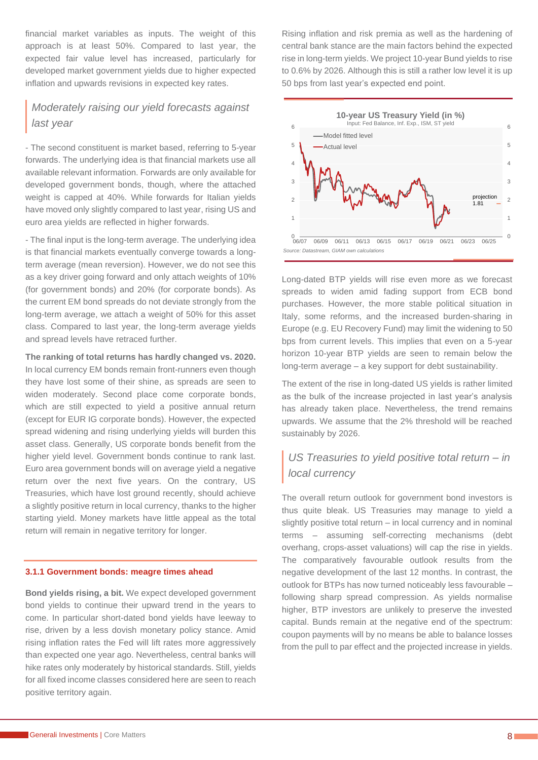financial market variables as inputs. The weight of this approach is at least 50%. Compared to last year, the expected fair value level has increased, particularly for developed market government yields due to higher expected inflation and upwards revisions in expected key rates.

> *Moderately raising our yield forecasts against last year*

- The second constituent is market based, referring to 5-year forwards. The underlying idea is that financial markets use all available relevant information. Forwards are only available for developed government bonds, though, where the attached weight is capped at 40%. While forwards for Italian yields have moved only slightly compared to last year, rising US and euro area yields are reflected in higher forwards.

- The final input is the long-term average. The underlying idea is that financial markets eventually converge towards a long-term average (mean reversion). However, we do not see this as a key driver going forward and only attach weights of 10% (for government bonds) and 20% (for corporate bonds). As the current EM bond spreads do not deviate strongly from the long-term average, we attach a weight of 50% for this asset class. Compared to last year, the long-term average yields and spread levels have retraced further.

**The ranking of total returns has hardly changed vs. 2020.** In local currency EM bonds remain front-runners even though they have lost some of their shine, as spreads are seen to widen moderately. Second place come corporate bonds, which are still expected to yield a positive annual return (except for EUR IG corporate bonds). However, the expected spread widening and rising underlying yields will burden this asset class. Generally, US corporate bonds benefit from the higher yield level. Government bonds continue to rank last. Euro area government bonds will on average yield a negative return over the next five years. On the contrary, US Treasuries, which have lost ground recently, should achieve a slightly positive return in local currency, thanks to the higher starting yield. Money markets have little appeal as the total return will remain in negative territory for longer.

### 3.1.1 Government bonds: meagre times ahead

**Bond yields rising, a bit.** We expect developed government bond yields to continue their upward trend in the years to come. In particular short-dated bond yields have leeway to rise, driven by a less dovish monetary policy stance. Amid rising inflation rates the Fed will lift rates more aggressively than expected one year ago. Nevertheless, central banks will hike rates only moderately by historical standards. Still, yields for all fixed income classes considered here are seen to reach positive territory again.

Rising inflation and risk premia as well as the hardening of central bank stance are the main factors behind the expected rise in long-term yields. We project 10-year Bund yields to rise to 0.6% by 2026. Although this is still a rather low level it is up 50 bps from last year's expected end point.

**10-year US Treasury Yield (in %)**
Input: Fed Balance, Inf. Exp., ISM, ST yield

Source: Datastream, GIAM own calculations

Long-dated BTP yields will rise even more as we forecast spreads to widen amid fading support from ECB bond purchases. However, the more stable political situation in Italy, some reforms, and the increased burden-sharing in Europe (e.g. EU Recovery Fund) may limit the widening to 50 bps from current levels. This implies that even on a 5-year horizon 10-year BTP yields are seen to remain below the long-term average – a key support for debt sustainability.

The extent of the rise in long-dated US yields is rather limited as the bulk of the increase projected in last year's analysis has already taken place. Nevertheless, the trend remains upwards. We assume that the 2% threshold will be reached sustainably by 2026.

> *US Treasuries to yield positive total return – in local currency*

The overall return outlook for government bond investors is thus quite bleak. US Treasuries may manage to yield a slightly positive total return – in local currency and in nominal terms – assuming self-correcting mechanisms (debt overhang, crops-asset valuations) will cap the rise in yields. The comparatively favourable outlook results from the negative development of the last 12 months. In contrast, the outlook for BTPs has now turned noticeably less favourable – following sharp spread compression. As yields normalise higher, BTP investors are unlikely to preserve the invested capital. Bunds remain at the negative end of the spectrum: coupon payments will by no means be able to balance losses from the pull to par effect and the projected increase in yields.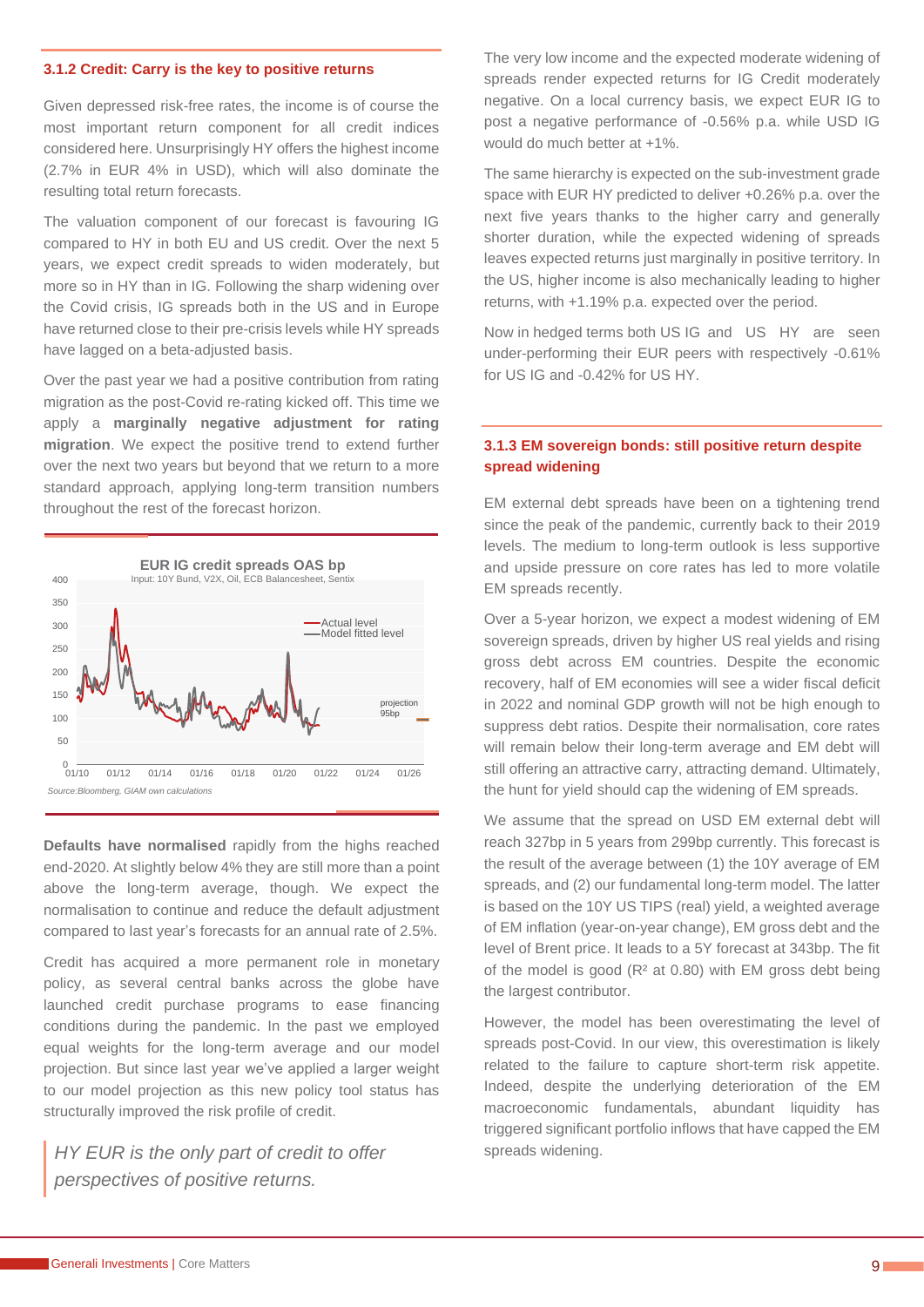### 3.1.2 Credit: Carry is the key to positive returns

Given depressed risk-free rates, the income is of course the most important return component for all credit indices considered here. Unsurprisingly HY offers the highest income (2.7% in EUR 4% in USD), which will also dominate the resulting total return forecasts.

The valuation component of our forecast is favouring IG compared to HY in both EU and US credit. Over the next 5 years, we expect credit spreads to widen moderately, but more so in HY than in IG. Following the sharp widening over the Covid crisis, IG spreads both in the US and in Europe have returned close to their pre-crisis levels while HY spreads have lagged on a beta-adjusted basis.

Over the past year we had a positive contribution from rating migration as the post-Covid re-rating kicked off. This time we apply a **marginally negative adjustment for rating migration**. We expect the positive trend to extend further over the next two years but beyond that we return to a more standard approach, applying long-term transition numbers throughout the rest of the forecast horizon.

**EUR IG credit spreads OAS bp**

Input: 10Y Bund, V2X, Oil, ECB Balancesheet, Sentix

Source:Bloomberg, GIAM own calculations

**Defaults have normalised** rapidly from the highs reached end-2020. At slightly below 4% they are still more than a point above the long-term average, though. We expect the normalisation to continue and reduce the default adjustment compared to last year's forecasts for an annual rate of 2.5%.

Credit has acquired a more permanent role in monetary policy, as several central banks across the globe have launched credit purchase programs to ease financing conditions during the pandemic. In the past we employed equal weights for the long-term average and our model projection. But since last year we've applied a larger weight to our model projection as this new policy tool status has structurally improved the risk profile of credit.

*HY EUR is the only part of credit to offer perspectives of positive returns.*

The very low income and the expected moderate widening of spreads render expected returns for IG Credit moderately negative. On a local currency basis, we expect EUR IG to post a negative performance of -0.56% p.a. while USD IG would do much better at +1%.

The same hierarchy is expected on the sub-investment grade space with EUR HY predicted to deliver +0.26% p.a. over the next five years thanks to the higher carry and generally shorter duration, while the expected widening of spreads leaves expected returns just marginally in positive territory. In the US, higher income is also mechanically leading to higher returns, with +1.19% p.a. expected over the period.

Now in hedged terms both US IG and US HY are seen under-performing their EUR peers with respectively -0.61% for US IG and -0.42% for US HY.

### 3.1.3 EM sovereign bonds: still positive return despite spread widening

EM external debt spreads have been on a tightening trend since the peak of the pandemic, currently back to their 2019 levels. The medium to long-term outlook is less supportive and upside pressure on core rates has led to more volatile EM spreads recently.

Over a 5-year horizon, we expect a modest widening of EM sovereign spreads, driven by higher US real yields and rising gross debt across EM countries. Despite the economic recovery, half of EM economies will see a wider fiscal deficit in 2022 and nominal GDP growth will not be high enough to suppress debt ratios. Despite their normalisation, core rates will remain below their long-term average and EM debt will still offering an attractive carry, attracting demand. Ultimately, the hunt for yield should cap the widening of EM spreads.

We assume that the spread on USD EM external debt will reach 327bp in 5 years from 299bp currently. This forecast is the result of the average between (1) the 10Y average of EM spreads, and (2) our fundamental long-term model. The latter is based on the 10Y US TIPS (real) yield, a weighted average of EM inflation (year-on-year change), EM gross debt and the level of Brent price. It leads to a 5Y forecast at 343bp. The fit of the model is good ($R^2$ at 0.80) with EM gross debt being the largest contributor.

However, the model has been overestimating the level of spreads post-Covid. In our view, this overestimation is likely related to the failure to capture short-term risk appetite. Indeed, despite the underlying deterioration of the EM macroeconomic fundamentals, abundant liquidity has triggered significant portfolio inflows that have capped the EM spreads widening.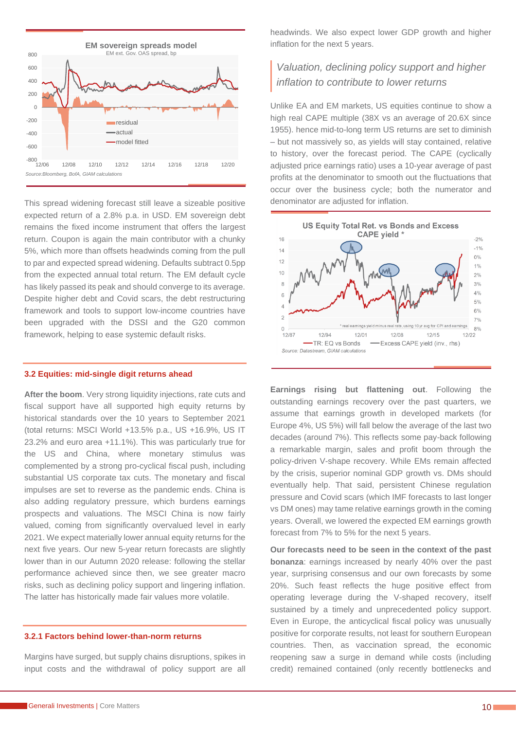**EM sovereign spreads model**

EM ext. Gov. OAS spread, bp

Source: Bloomberg, BofA, GIAM calculations

This spread widening forecast still leave a sizeable positive expected return of a 2.8% p.a. in USD. EM sovereign debt remains the fixed income instrument that offers the largest return. Coupon is again the main contributor with a chunky 5%, which more than offsets headwinds coming from the pull to par and expected spread widening. Defaults subtract 0.5pp from the expected annual total return. The EM default cycle has likely passed its peak and should converge to its average. Despite higher debt and Covid scars, the debt restructuring framework and tools to support low-income countries have been upgraded with the DSSI and the G20 common framework, helping to ease systemic default risks.

## 3.2 Equities: mid-single digit returns ahead

**After the boom**. Very strong liquidity injections, rate cuts and fiscal support have all supported high equity returns by historical standards over the 10 years to September 2021 (total returns: MSCI World +13.5% p.a., US +16.9%, US IT 23.2% and euro area +11.1%). This was particularly true for the US and China, where monetary stimulus was complemented by a strong pro-cyclical fiscal push, including substantial US corporate tax cuts. The monetary and fiscal impulses are set to reverse as the pandemic ends. China is also adding regulatory pressure, which burdens earnings prospects and valuations. The MSCI China is now fairly valued, coming from significantly overvalued level in early 2021. We expect materially lower annual equity returns for the next five years. Our new 5-year return forecasts are slightly lower than in our Autumn 2020 release: following the stellar performance achieved since then, we see greater macro risks, such as declining policy support and lingering inflation. The latter has historically made fair values more volatile.

### 3.2.1 Factors behind lower-than-norm returns

Margins have surged, but supply chains disruptions, spikes in input costs and the withdrawal of policy support are all headwinds. We also expect lower GDP growth and higher inflation for the next 5 years.

> *Valuation, declining policy support and higher inflation to contribute to lower returns*

Unlike EA and EM markets, US equities continue to show a high real CAPE multiple (38X vs an average of 20.6X since 1955). hence mid-to-long term US returns are set to diminish – but not massively so, as yields will stay contained, relative to history, over the forecast period. The CAPE (cyclically adjusted price earnings ratio) uses a 10-year average of past profits at the denominator to smooth out the fluctuations that occur over the business cycle; both the numerator and denominator are adjusted for inflation.

**US Equity Total Ret. vs Bonds and Excess CAPE yield ***

* real earnings yield minus real rate, using 10 yr avg for CPI and earnings

Source: Datastream, GIAM calculations

**Earnings rising but flattening out**. Following the outstanding earnings recovery over the past quarters, we assume that earnings growth in developed markets (for Europe 4%, US 5%) will fall below the average of the last two decades (around 7%). This reflects some pay-back following a remarkable margin, sales and profit boom through the policy-driven V-shape recovery. While EMs remain affected by the crisis, superior nominal GDP growth vs. DMs should eventually help. That said, persistent Chinese regulation pressure and Covid scars (which IMF forecasts to last longer vs DM ones) may tame relative earnings growth in the coming years. Overall, we lowered the expected EM earnings growth forecast from 7% to 5% for the next 5 years.

**Our forecasts need to be seen in the context of the past bonanza**: earnings increased by nearly 40% over the past year, surprising consensus and our own forecasts by some 20%. Such feast reflects the huge positive effect from operating leverage during the V-shaped recovery, itself sustained by a timely and unprecedented policy support. Even in Europe, the anticyclical fiscal policy was unusually positive for corporate results, not least for southern European countries. Then, as vaccination spread, the economic reopening saw a surge in demand while costs (including credit) remained contained (only recently bottlenecks and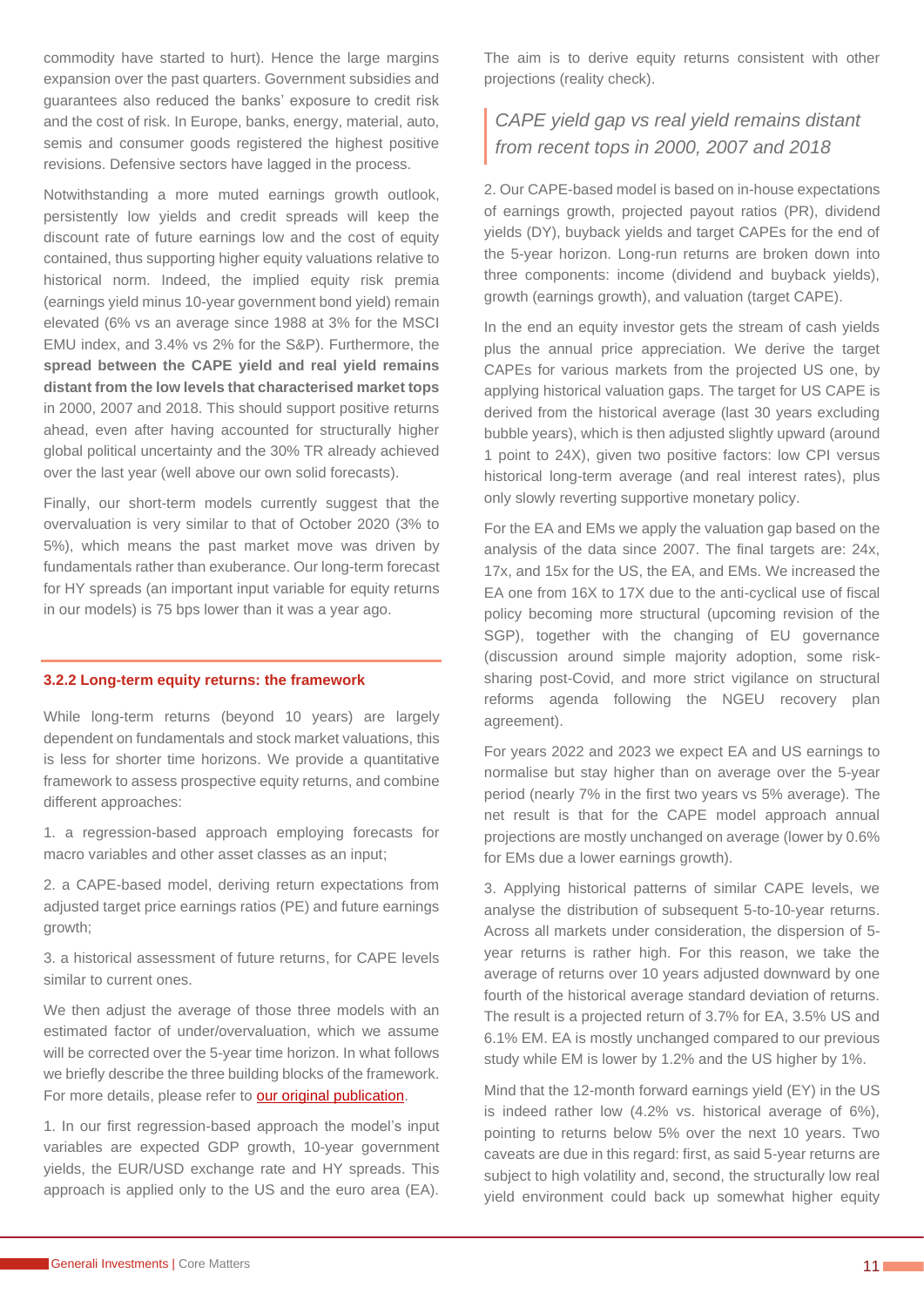commodity have started to hurt). Hence the large margins expansion over the past quarters. Government subsidies and guarantees also reduced the banks' exposure to credit risk and the cost of risk. In Europe, banks, energy, material, auto, semis and consumer goods registered the highest positive revisions. Defensive sectors have lagged in the process.

Notwithstanding a more muted earnings growth outlook, persistently low yields and credit spreads will keep the discount rate of future earnings low and the cost of equity contained, thus supporting higher equity valuations relative to historical norm. Indeed, the implied equity risk premia (earnings yield minus 10-year government bond yield) remain elevated (6% vs an average since 1988 at 3% for the MSCI EMU index, and 3.4% vs 2% for the S&P). Furthermore, the **spread between the CAPE yield and real yield remains distant from the low levels that characterised market tops** in 2000, 2007 and 2018. This should support positive returns ahead, even after having accounted for structurally higher global political uncertainty and the 30% TR already achieved over the last year (well above our own solid forecasts).

Finally, our short-term models currently suggest that the overvaluation is very similar to that of October 2020 (3% to 5%), which means the past market move was driven by fundamentals rather than exuberance. Our long-term forecast for HY spreads (an important input variable for equity returns in our models) is 75 bps lower than it was a year ago.

### 3.2.2 Long-term equity returns: the framework

While long-term returns (beyond 10 years) are largely dependent on fundamentals and stock market valuations, this is less for shorter time horizons. We provide a quantitative framework to assess prospective equity returns, and combine different approaches:

1. a regression-based approach employing forecasts for macro variables and other asset classes as an input;

2. a CAPE-based model, deriving return expectations from adjusted target price earnings ratios (PE) and future earnings growth;

3. a historical assessment of future returns, for CAPE levels similar to current ones.

We then adjust the average of those three models with an estimated factor of under/overvaluation, which we assume will be corrected over the 5-year time horizon. In what follows we briefly describe the three building blocks of the framework. For more details, please refer to our original publication.

1. In our first regression-based approach the model's input variables are expected GDP growth, 10-year government yields, the EUR/USD exchange rate and HY spreads. This approach is applied only to the US and the euro area (EA). The aim is to derive equity returns consistent with other projections (reality check).

> *CAPE yield gap vs real yield remains distant from recent tops in 2000, 2007 and 2018*

2. Our CAPE-based model is based on in-house expectations of earnings growth, projected payout ratios (PR), dividend yields (DY), buyback yields and target CAPEs for the end of the 5-year horizon. Long-run returns are broken down into three components: income (dividend and buyback yields), growth (earnings growth), and valuation (target CAPE).

In the end an equity investor gets the stream of cash yields plus the annual price appreciation. We derive the target CAPEs for various markets from the projected US one, by applying historical valuation gaps. The target for US CAPE is derived from the historical average (last 30 years excluding bubble years), which is then adjusted slightly upward (around 1 point to 24X), given two positive factors: low CPI versus historical long-term average (and real interest rates), plus only slowly reverting supportive monetary policy.

For the EA and EMs we apply the valuation gap based on the analysis of the data since 2007. The final targets are: 24x, 17x, and 15x for the US, the EA, and EMs. We increased the EA one from 16X to 17X due to the anti-cyclical use of fiscal policy becoming more structural (upcoming revision of the SGP), together with the changing of EU governance (discussion around simple majority adoption, some risk-sharing post-Covid, and more strict vigilance on structural reforms agenda following the NGEU recovery plan agreement).

For years 2022 and 2023 we expect EA and US earnings to normalise but stay higher than on average over the 5-year period (nearly 7% in the first two years vs 5% average). The net result is that for the CAPE model approach annual projections are mostly unchanged on average (lower by 0.6% for EMs due a lower earnings growth).

3. Applying historical patterns of similar CAPE levels, we analyse the distribution of subsequent 5-to-10-year returns. Across all markets under consideration, the dispersion of 5-year returns is rather high. For this reason, we take the average of returns over 10 years adjusted downward by one fourth of the historical average standard deviation of returns. The result is a projected return of 3.7% for EA, 3.5% US and 6.1% EM. EA is mostly unchanged compared to our previous study while EM is lower by 1.2% and the US higher by 1%.

Mind that the 12-month forward earnings yield (EY) in the US is indeed rather low (4.2% vs. historical average of 6%), pointing to returns below 5% over the next 10 years. Two caveats are due in this regard: first, as said 5-year returns are subject to high volatility and, second, the structurally low real yield environment could back up somewhat higher equity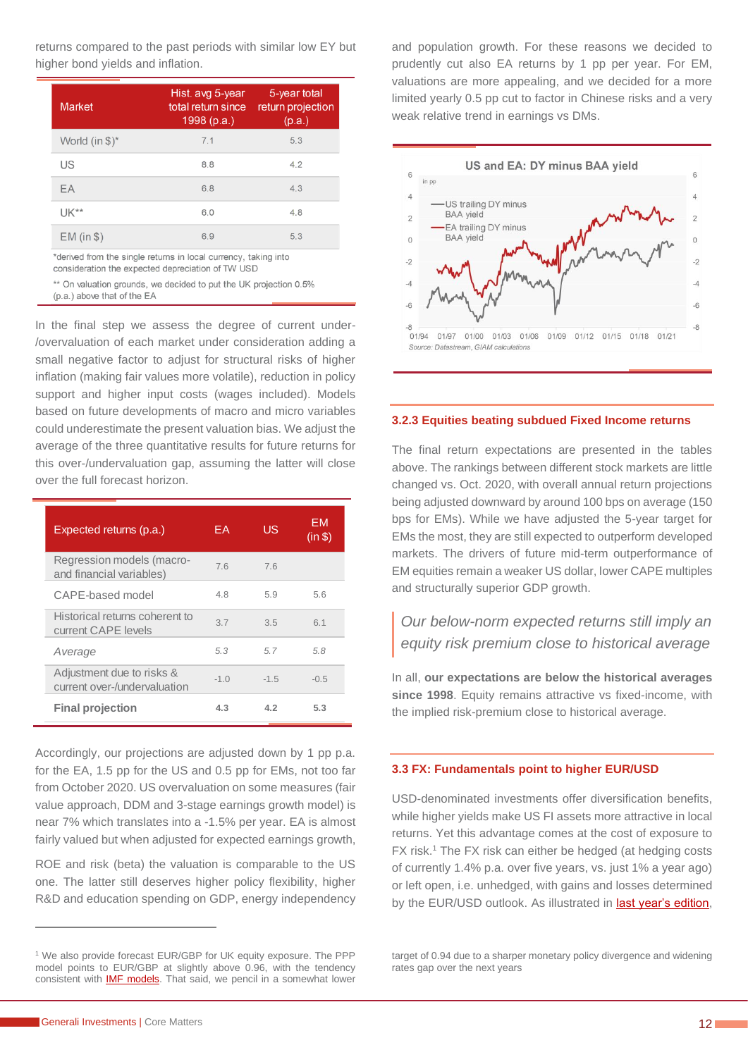returns compared to the past periods with similar low EY but higher bond yields and inflation.

| Market | Hist. avg 5-year total return since 1998 (p.a.) | 5-year total return projection (p.a.) |
|---|---|---|
| World (in $)* | 7.1 | 5.3 |
| US | 8.8 | 4.2 |
| EA | 6.8 | 4.3 |
| UK** | 6.0 | 4.8 |
| EM (in $) | 6.9 | 5.3 |

*derived from the single returns in local currency, taking into consideration the expected depreciation of TW USD

** On valuation grounds, we decided to put the UK projection 0.5% (p.a.) above that of the EA

In the final step we assess the degree of current under-/overvaluation of each market under consideration adding a small negative factor to adjust for structural risks of higher inflation (making fair values more volatile), reduction in policy support and higher input costs (wages included). Models based on future developments of macro and micro variables could underestimate the present valuation bias. We adjust the average of the three quantitative results for future returns for this over-/undervaluation gap, assuming the latter will close over the full forecast horizon.

| Expected returns (p.a.) | EA | US | EM (in $) |
|---|---|---|---|
| Regression models (macro- and financial variables) | 7.6 | 7.6 | |
| CAPE-based model | 4.8 | 5.9 | 5.6 |
| Historical returns coherent to current CAPE levels | 3.7 | 3.5 | 6.1 |
| *Average* | *5.3* | *5.7* | *5.8* |
| Adjustment due to risks & current over-/undervaluation | -1.0 | -1.5 | -0.5 |
| **Final projection** | **4.3** | **4.2** | **5.3** |

Accordingly, our projections are adjusted down by 1 pp p.a. for the EA, 1.5 pp for the US and 0.5 pp for EMs, not too far from October 2020. US overvaluation on some measures (fair value approach, DDM and 3-stage earnings growth model) is near 7% which translates into a -1.5% per year. EA is almost fairly valued but when adjusted for expected earnings growth,

ROE and risk (beta) the valuation is comparable to the US one. The latter still deserves higher policy flexibility, higher R&D and education spending on GDP, energy independency and population growth. For these reasons we decided to prudently cut also EA returns by 1 pp per year. For EM, valuations are more appealing, and we decided for a more limited yearly 0.5 pp cut to factor in Chinese risks and a very weak relative trend in earnings vs DMs.

US and EA: DY minus BAA yield

Source: Datastream, GIAM calculations

### 3.2.3 Equities beating subdued Fixed Income returns

The final return expectations are presented in the tables above. The rankings between different stock markets are little changed vs. Oct. 2020, with overall annual return projections being adjusted downward by around 100 bps on average (150 bps for EMs). While we have adjusted the 5-year target for EMs the most, they are still expected to outperform developed markets. The drivers of future mid-term outperformance of EM equities remain a weaker US dollar, lower CAPE multiples and structurally superior GDP growth.

> *Our below-norm expected returns still imply an equity risk premium close to historical average*

In all, **our expectations are below the historical averages since 1998**. Equity remains attractive vs fixed-income, with the implied risk-premium close to historical average.

### 3.3 FX: Fundamentals point to higher EUR/USD

USD-denominated investments offer diversification benefits, while higher yields make US FI assets more attractive in local returns. Yet this advantage comes at the cost of exposure to FX risk.[1] The FX risk can either be hedged (at hedging costs of currently 1.4% p.a. over five years, vs. just 1% a year ago) or left open, i.e. unhedged, with gains and losses determined by the EUR/USD outlook. As illustrated in last year's edition,

[1] We also provide forecast EUR/GBP for UK equity exposure. The PPP model points to EUR/GBP at slightly above 0.96, with the tendency consistent with IMF models. That said, we pencil in a somewhat lower target of 0.94 due to a sharper monetary policy divergence and widening rates gap over the next years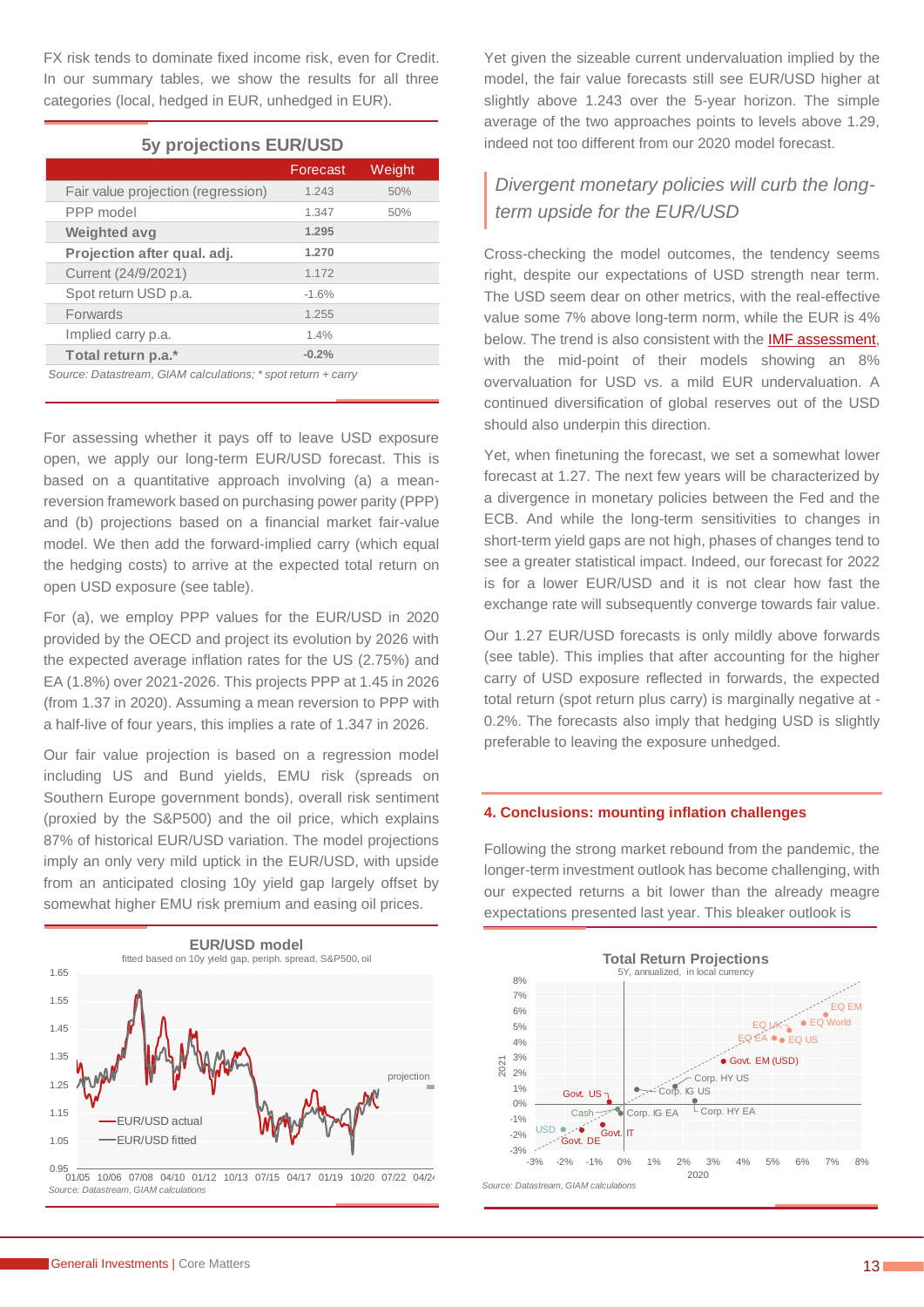FX risk tends to dominate fixed income risk, even for Credit. In our summary tables, we show the results for all three categories (local, hedged in EUR, unhedged in EUR).

**5y projections EUR/USD**

| | Forecast | Weight |
|---|---|---|
| Fair value projection (regression) | 1.243 | 50% |
| PPP model | 1.347 | 50% |
| **Weighted avg** | **1.295** | |
| **Projection after qual. adj.** | **1.270** | |
| Current (24/9/2021) | 1.172 | |
| Spot return USD p.a. | -1.6% | |
| Forwards | 1.255 | |
| Implied carry p.a. | 1.4% | |
| **Total return p.a.*** | **-0.2%** | |

*Source: Datastream, GIAM calculations; * spot return + carry*

For assessing whether it pays off to leave USD exposure open, we apply our long-term EUR/USD forecast. This is based on a quantitative approach involving (a) a mean-reversion framework based on purchasing power parity (PPP) and (b) projections based on a financial market fair-value model. We then add the forward-implied carry (which equal the hedging costs) to arrive at the expected total return on open USD exposure (see table).

For (a), we employ PPP values for the EUR/USD in 2020 provided by the OECD and project its evolution by 2026 with the expected average inflation rates for the US (2.75%) and EA (1.8%) over 2021-2026. This projects PPP at 1.45 in 2026 (from 1.37 in 2020). Assuming a mean reversion to PPP with a half-life of four years, this implies a rate of 1.347 in 2026.

Our fair value projection is based on a regression model including US and Bund yields, EMU risk (spreads on Southern Europe government bonds), overall risk sentiment (proxied by the S&P500) and the oil price, which explains 87% of historical EUR/USD variation. The model projections imply an only very mild uptick in the EUR/USD, with upside from an anticipated closing 10y yield gap largely offset by somewhat higher EMU risk premium and easing oil prices.

**EUR/USD model**
fitted based on 10y yield gap, periph. spread, S&P500, oil

*Source: Datastream, GIAM calculations*

Yet given the sizeable current undervaluation implied by the model, the fair value forecasts still see EUR/USD higher at slightly above 1.243 over the 5-year horizon. The simple average of the two approaches points to levels above 1.29, indeed not too different from our 2020 model forecast.

> *Divergent monetary policies will curb the long-term upside for the EUR/USD*

Cross-checking the model outcomes, the tendency seems right, despite our expectations of USD strength near term. The USD seem dear on other metrics, with the real-effective value some 7% above long-term norm, while the EUR is 4% below. The trend is also consistent with the IMF assessment, with the mid-point of their models showing an 8% overvaluation for USD vs. a mild EUR undervaluation. A continued diversification of global reserves out of the USD should also underpin this direction.

Yet, when finetuning the forecast, we set a somewhat lower forecast at 1.27. The next few years will be characterized by a divergence in monetary policies between the Fed and the ECB. And while the long-term sensitivities to changes in short-term yield gaps are not high, phases of changes tend to see a greater statistical impact. Indeed, our forecast for 2022 is for a lower EUR/USD and it is not clear how fast the exchange rate will subsequently converge towards fair value.

Our 1.27 EUR/USD forecasts is only mildly above forwards (see table). This implies that after accounting for the higher carry of USD exposure reflected in forwards, the expected total return (spot return plus carry) is marginally negative at -0.2%. The forecasts also imply that hedging USD is slightly preferable to leaving the exposure unhedged.

## 4. Conclusions: mounting inflation challenges

Following the strong market rebound from the pandemic, the longer-term investment outlook has become challenging, with our expected returns a bit lower than the already meagre expectations presented last year. This bleaker outlook is

**Total Return Projections**
5Y, annualized, in local currency

*Source: Datastream, GIAM calculations*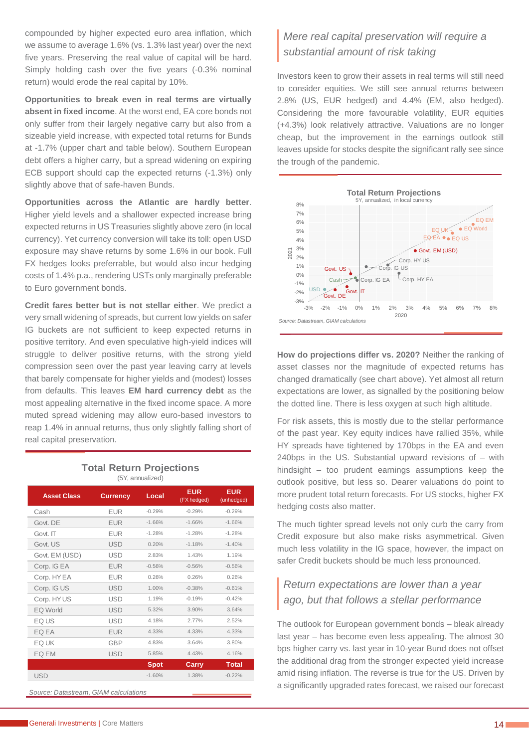compounded by higher expected euro area inflation, which we assume to average 1.6% (vs. 1.3% last year) over the next five years. Preserving the real value of capital will be hard. Simply holding cash over the five years (-0.3% nominal return) would erode the real capital by 10%.

**Opportunities to break even in real terms are virtually absent in fixed income**. At the worst end, EA core bonds not only suffer from their largely negative carry but also from a sizeable yield increase, with expected total returns for Bunds at -1.7% (upper chart and table below). Southern European debt offers a higher carry, but a spread widening on expiring ECB support should cap the expected returns (-1.3%) only slightly above that of safe-haven Bunds.

**Opportunities across the Atlantic are hardly better**. Higher yield levels and a shallower expected increase bring expected returns in US Treasuries slightly above zero (in local currency). Yet currency conversion will take its toll: open USD exposure may shave returns by some 1.6% in our book. Full FX hedges looks preferrable, but would also incur hedging costs of 1.4% p.a., rendering USTs only marginally preferable to Euro government bonds.

**Credit fares better but is not stellar either**. We predict a very small widening of spreads, but current low yields on safer IG buckets are not sufficient to keep expected returns in positive territory. And even speculative high-yield indices will struggle to deliver positive returns, with the strong yield compression seen over the past year leaving carry at levels that barely compensate for higher yields and (modest) losses from defaults. This leaves **EM hard currency debt** as the most appealing alternative in the fixed income space. A more muted spread widening may allow euro-based investors to reap 1.4% in annual returns, thus only slightly falling short of real capital preservation.

**Total Return Projections**
(5Y, annualized)

| Asset Class | Currency | Local | EUR (FX hedged) | EUR (unhedged) |
|---|---|---|---|---|
| Cash | EUR | -0.29% | -0.29% | -0.29% |
| Govt. DE | EUR | -1.66% | -1.66% | -1.66% |
| Govt. IT | EUR | -1.28% | -1.28% | -1.28% |
| Govt. US | USD | 0.20% | -1.18% | -1.40% |
| Govt. EM (USD) | USD | 2.83% | 1.43% | 1.19% |
| Corp. IG EA | EUR | -0.56% | -0.56% | -0.56% |
| Corp. HY EA | EUR | 0.26% | 0.26% | 0.26% |
| Corp. IG US | USD | 1.00% | -0.38% | -0.61% |
| Corp. HY US | USD | 1.19% | -0.19% | -0.42% |
| EQ World | USD | 5.32% | 3.90% | 3.64% |
| EQ US | USD | 4.18% | 2.77% | 2.52% |
| EQ EA | EUR | 4.33% | 4.33% | 4.33% |
| EQ UK | GBP | 4.83% | 3.64% | 3.80% |
| EQ EM | USD | 5.85% | 4.43% | 4.16% |
| | | **Spot** | **Carry** | **Total** |
| USD | | -1.60% | 1.38% | -0.22% |

Source: Datastream, GIAM calculations

*Mere real capital preservation will require a substantial amount of risk taking*

Investors keen to grow their assets in real terms will still need to consider equities. We still see annual returns between 2.8% (US, EUR hedged) and 4.4% (EM, also hedged). Considering the more favourable volatility, EUR equities (+4.3%) look relatively attractive. Valuations are no longer cheap, but the improvement in the earnings outlook still leaves upside for stocks despite the significant rally see since the trough of the pandemic.

**Total Return Projections**
5Y, annualized, in local currency

Source: Datastream, GIAM calculations

**How do projections differ vs. 2020?** Neither the ranking of asset classes nor the magnitude of expected returns has changed dramatically (see chart above). Yet almost all return expectations are lower, as signalled by the positioning below the dotted line. There is less oxygen at such high altitude.

For risk assets, this is mostly due to the stellar performance of the past year. Key equity indices have rallied 35%, while HY spreads have tightened by 170bps in the EA and even 240bps in the US. Substantial upward revisions of – with hindsight – too prudent earnings assumptions keep the outlook positive, but less so. Dearer valuations do point to more prudent total return forecasts. For US stocks, higher FX hedging costs also matter.

The much tighter spread levels not only curb the carry from Credit exposure but also make risks asymmetrical. Given much less volatility in the IG space, however, the impact on safer Credit buckets should be much less pronounced.

*Return expectations are lower than a year ago, but that follows a stellar performance*

The outlook for European government bonds – bleak already last year – has become even less appealing. The almost 30 bps higher carry vs. last year in 10-year Bund does not offset the additional drag from the stronger expected yield increase amid rising inflation. The reverse is true for the US. Driven by a significantly upgraded rates forecast, we raised our forecast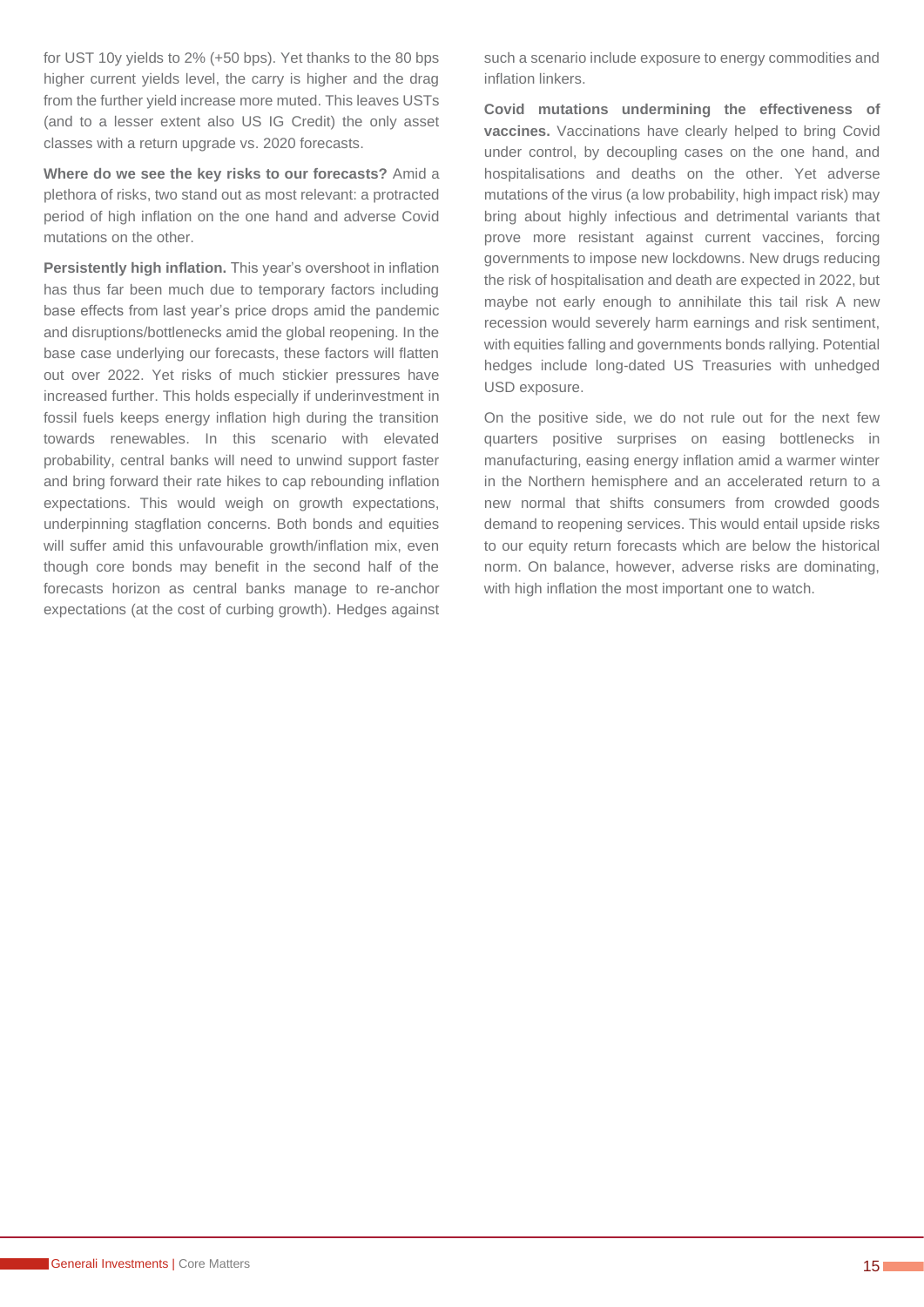for UST 10y yields to 2% (+50 bps). Yet thanks to the 80 bps higher current yields level, the carry is higher and the drag from the further yield increase more muted. This leaves USTs (and to a lesser extent also US IG Credit) the only asset classes with a return upgrade vs. 2020 forecasts.

**Where do we see the key risks to our forecasts?** Amid a plethora of risks, two stand out as most relevant: a protracted period of high inflation on the one hand and adverse Covid mutations on the other.

**Persistently high inflation.** This year's overshoot in inflation has thus far been much due to temporary factors including base effects from last year's price drops amid the pandemic and disruptions/bottlenecks amid the global reopening. In the base case underlying our forecasts, these factors will flatten out over 2022. Yet risks of much stickier pressures have increased further. This holds especially if underinvestment in fossil fuels keeps energy inflation high during the transition towards renewables. In this scenario with elevated probability, central banks will need to unwind support faster and bring forward their rate hikes to cap rebounding inflation expectations. This would weigh on growth expectations, underpinning stagflation concerns. Both bonds and equities will suffer amid this unfavourable growth/inflation mix, even though core bonds may benefit in the second half of the forecasts horizon as central banks manage to re-anchor expectations (at the cost of curbing growth). Hedges against such a scenario include exposure to energy commodities and inflation linkers.

**Covid mutations undermining the effectiveness of vaccines.** Vaccinations have clearly helped to bring Covid under control, by decoupling cases on the one hand, and hospitalisations and deaths on the other. Yet adverse mutations of the virus (a low probability, high impact risk) may bring about highly infectious and detrimental variants that prove more resistant against current vaccines, forcing governments to impose new lockdowns. New drugs reducing the risk of hospitalisation and death are expected in 2022, but maybe not early enough to annihilate this tail risk A new recession would severely harm earnings and risk sentiment, with equities falling and governments bonds rallying. Potential hedges include long-dated US Treasuries with unhedged USD exposure.

On the positive side, we do not rule out for the next few quarters positive surprises on easing bottlenecks in manufacturing, easing energy inflation amid a warmer winter in the Northern hemisphere and an accelerated return to a new normal that shifts consumers from crowded goods demand to reopening services. This would entail upside risks to our equity return forecasts which are below the historical norm. On balance, however, adverse risks are dominating, with high inflation the most important one to watch.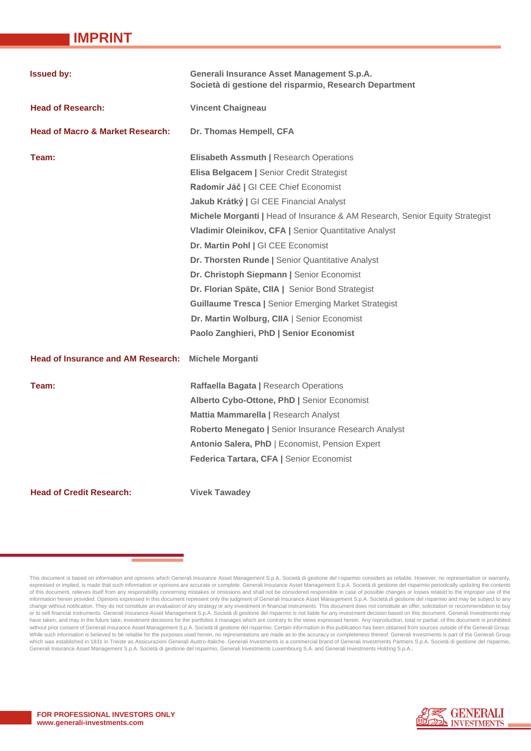# IMPRINT

**Issued by:** **Generali Insurance Asset Management S.p.A. Società di gestione del risparmio, Research Department**

**Head of Research:** **Vincent Chaigneau**

**Head of Macro & Market Research:** **Dr. Thomas Hempell, CFA**

**Team:**

**Elisabeth Assmuth |** Research Operations
**Elisa Belgacem |** Senior Credit Strategist
**Radomír Jáč |** GI CEE Chief Economist
**Jakub Krátký |** GI CEE Financial Analyst
**Michele Morganti |** Head of Insurance & AM Research, Senior Equity Strategist
**Vladimir Oleinikov, CFA |** Senior Quantitative Analyst
**Dr. Martin Pohl |** GI CEE Economist
**Dr. Thorsten Runde |** Senior Quantitative Analyst
**Dr. Christoph Siepmann |** Senior Economist
**Dr. Florian Späte, CIIA |** Senior Bond Strategist
**Guillaume Tresca |** Senior Emerging Market Strategist
**Dr. Martin Wolburg, CIIA** | Senior Economist
**Paolo Zanghieri, PhD | Senior Economist**

**Head of Insurance and AM Research:** **Michele Morganti**

**Team:**

**Raffaella Bagata |** Research Operations
**Alberto Cybo-Ottone, PhD |** Senior Economist
**Mattia Mammarella |** Research Analyst
**Roberto Menegato |** Senior Insurance Research Analyst
**Antonio Salera, PhD** | Economist, Pension Expert
**Federica Tartara, CFA |** Senior Economist

**Head of Credit Research:** **Vivek Tawadey**

This document is based on information and opinions which Generali Insurance Asset Management S.p.A. Società di gestione del risparmio considers as reliable. However, no representation or warranty, expressed or implied, is made that such information or opinions are accurate or complete. Generali Insurance Asset Management S.p.A. Società di gestione del risparmio periodically updating the contents of this document, relieves itself from any responsibility concerning mistakes or omissions and shall not be considered responsible in case of possible changes or losses related to the improper use of the information herein provided. Opinions expressed in this document represent only the judgment of Generali Insurance Asset Management S.p.A. Società di gestione del risparmio and may be subject to any change without notification. They do not constitute an evaluation of any strategy or any investment in financial instruments. This document does not constitute an offer, solicitation or recommendation to buy or to sell financial instruments. Generali Insurance Asset Management S.p.A. Società di gestione del risparmio is not liable for any investment decision based on this document. Generali Investments may have taken, and may in the future take, investment decisions for the portfolios it manages which are contrary to the views expressed herein. Any reproduction, total or partial, of this document is prohibited without prior consent of Generali Insurance Asset Management S.p.A. Società di gestione del risparmio. Certain information in this publication has been obtained from sources outside of the Generali Group. While such information is believed to be reliable for the purposes used herein, no representations are made as to the accuracy or completeness thereof. Generali Investments is part of the Generali Group which was established in 1831 in Trieste as Assicurazioni Generali Austro-Italiche. Generali Investments is a commercial brand of Generali Investments Partners S.p.A. Società di gestione del risparmio, Generali Insurance Asset Management S.p.A. Società di gestione del risparmio, Generali Investments Luxembourg S.A. and Generali Investments Holding S.p.A..

**FOR PROFESSIONAL INVESTORS ONLY**
**www.generali-investments.com**

GENERALI INVESTMENTS